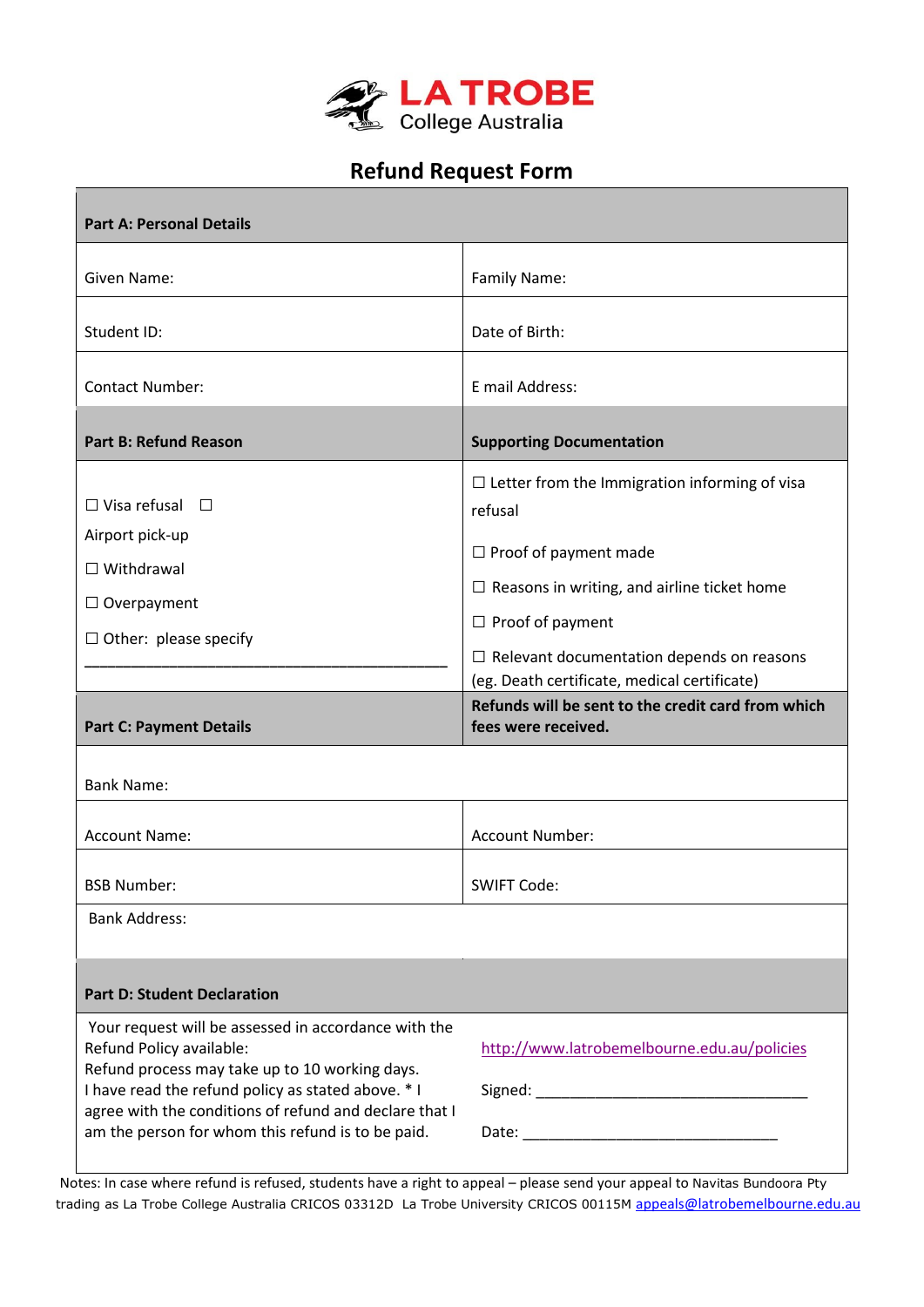LA TROBE
College Australia

# Refund Request Form

| **Part A: Personal Details** | |
|---|---|
| Given Name: | Family Name: |
| Student ID: | Date of Birth: |
| Contact Number: | E mail Address: |
| **Part B: Refund Reason** | **Supporting Documentation** |
| ☐ Visa refusal ☐ Airport pick-up<br>☐ Withdrawal<br>☐ Overpayment<br>☐ Other: please specify<br>___________________________________________ | ☐ Letter from the Immigration informing of visa refusal<br>☐ Proof of payment made<br>☐ Reasons in writing, and airline ticket home<br>☐ Proof of payment<br>☐ Relevant documentation depends on reasons (eg. Death certificate, medical certificate) |
| **Part C: Payment Details** | **Refunds will be sent to the credit card from which fees were received.** |
| Bank Name: | |
| Account Name: | Account Number: |
| BSB Number: | SWIFT Code: |
| Bank Address: | |
| **Part D: Student Declaration** | |
| Your request will be assessed in accordance with the Refund Policy available:<br>Refund process may take up to 10 working days.<br>I have read the refund policy as stated above. * I agree with the conditions of refund and declare that I am the person for whom this refund is to be paid. | http://www.latrobemelbourne.edu.au/policies<br>Signed: _______________________________<br>Date: ______________________________ |

Notes: In case where refund is refused, students have a right to appeal – please send your appeal to Navitas Bundoora Pty trading as La Trobe College Australia CRICOS 03312D La Trobe University CRICOS 00115M appeals@latrobemelbourne.edu.au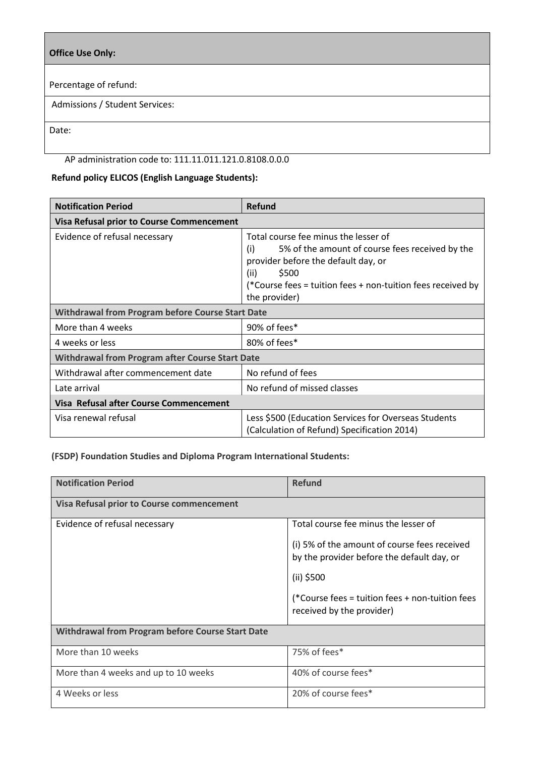| **Office Use Only:** |
|---|
| Percentage of refund: |
| Admissions / Student Services: |
| Date: |

AP administration code to: 111.11.011.121.0.8108.0.0.0

**Refund policy ELICOS (English Language Students):**

| **Notification Period** | **Refund** |
|---|---|
| **Visa Refusal prior to Course Commencement** | |
| Evidence of refusal necessary | Total course fee minus the lesser of<br>(i) 5% of the amount of course fees received by the provider before the default day, or<br>(ii) $500<br>(*Course fees = tuition fees + non-tuition fees received by the provider) |
| **Withdrawal from Program before Course Start Date** | |
| More than 4 weeks | 90% of fees* |
| 4 weeks or less | 80% of fees* |
| **Withdrawal from Program after Course Start Date** | |
| Withdrawal after commencement date | No refund of fees |
| Late arrival | No refund of missed classes |
| **Visa Refusal after Course Commencement** | |
| Visa renewal refusal | Less $500 (Education Services for Overseas Students (Calculation of Refund) Specification 2014) |

**(FSDP) Foundation Studies and Diploma Program International Students:**

| **Notification Period** | **Refund** |
|---|---|
| **Visa Refusal prior to Course commencement** | |
| Evidence of refusal necessary | Total course fee minus the lesser of<br>(i) 5% of the amount of course fees received by the provider before the default day, or<br>(ii) $500<br>(*Course fees = tuition fees + non-tuition fees received by the provider) |
| **Withdrawal from Program before Course Start Date** | |
| More than 10 weeks | 75% of fees* |
| More than 4 weeks and up to 10 weeks | 40% of course fees* |
| 4 Weeks or less | 20% of course fees* |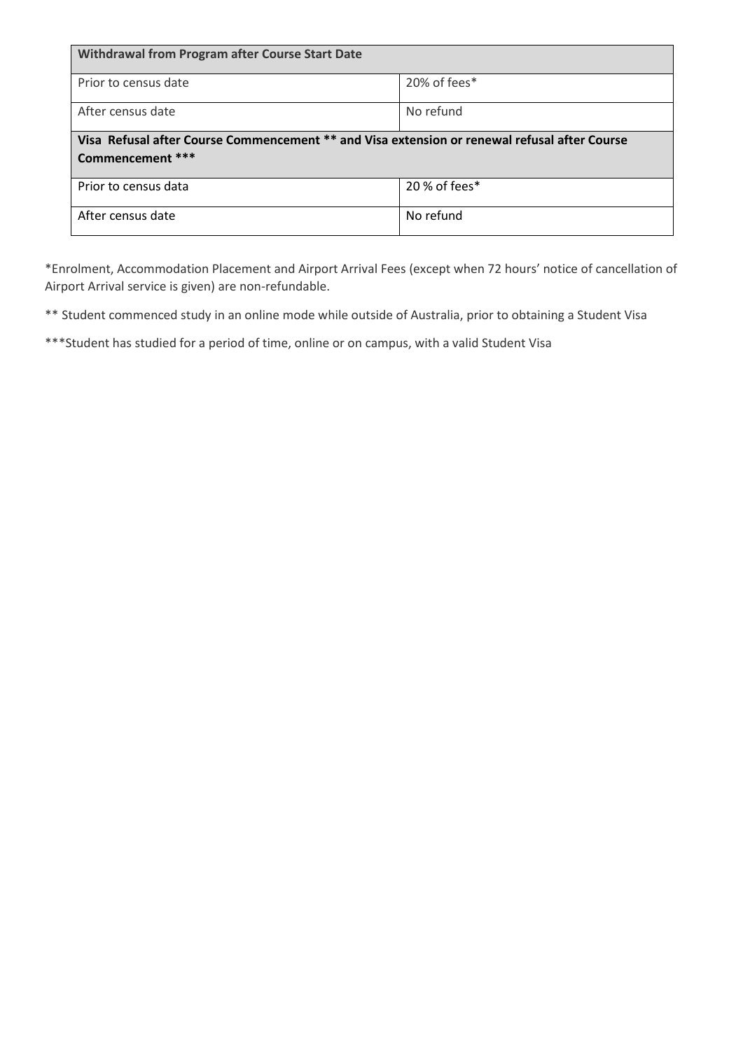| Withdrawal from Program after Course Start Date | |
|---|---|
| Prior to census date | 20% of fees* |
| After census date | No refund |
| **Visa Refusal after Course Commencement ** and Visa extension or renewal refusal after Course Commencement *** ** | |
| Prior to census data | 20 % of fees* |
| After census date | No refund |

*Enrolment, Accommodation Placement and Airport Arrival Fees (except when 72 hours' notice of cancellation of Airport Arrival service is given) are non-refundable.

** Student commenced study in an online mode while outside of Australia, prior to obtaining a Student Visa

***Student has studied for a period of time, online or on campus, with a valid Student Visa